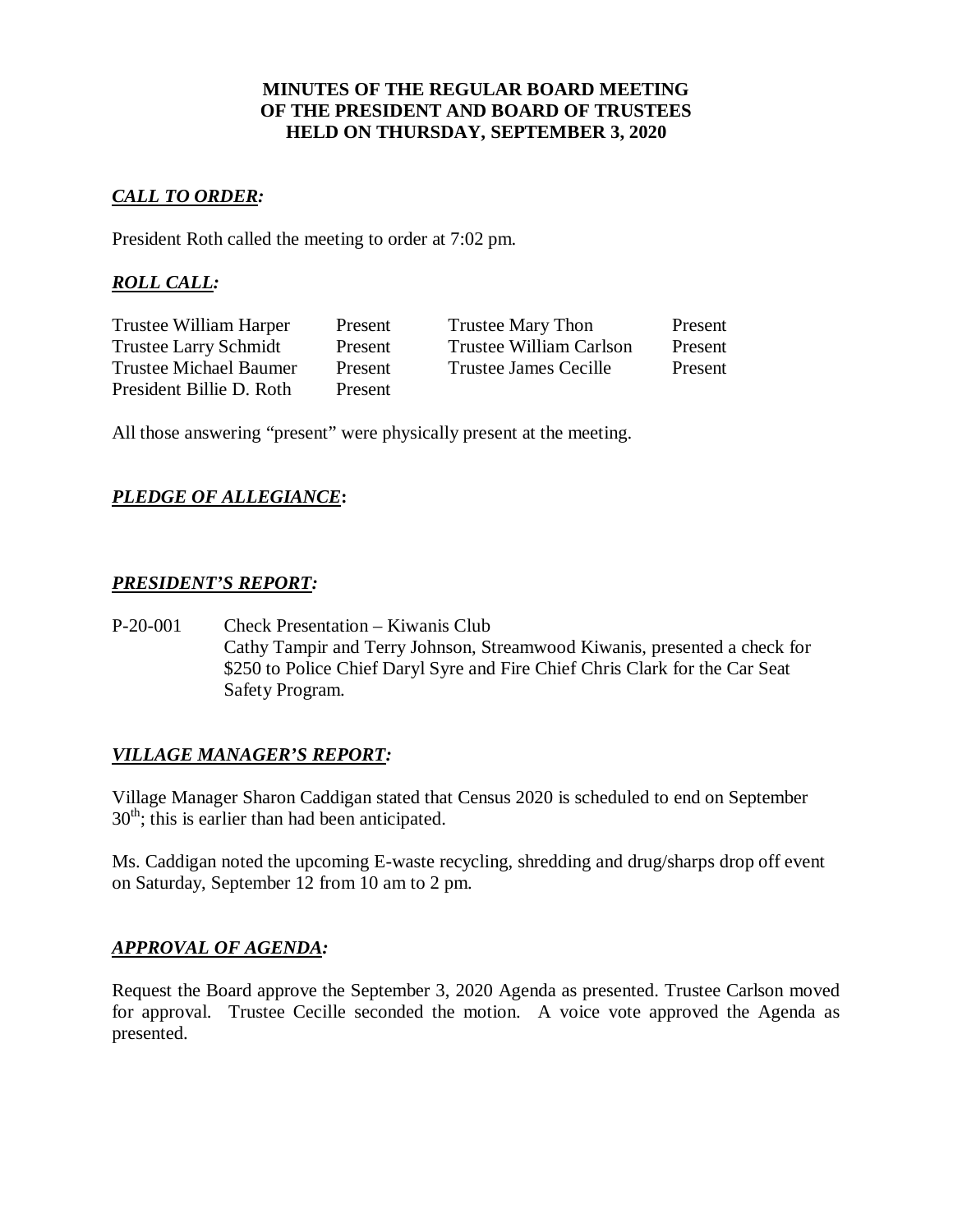# MINUTES OF THE REGULAR BOARD MEETING OF THE PRESIDENT AND BOARD OF TRUSTEES HELD ON THURSDAY, SEPTEMBER 3, 2020

***CALL TO ORDER:***

President Roth called the meeting to order at 7:02 pm.

***ROLL CALL:***

| | | | |
|---|---|---|---|
| Trustee William Harper | Present | Trustee Mary Thon | Present |
| Trustee Larry Schmidt | Present | Trustee William Carlson | Present |
| Trustee Michael Baumer | Present | Trustee James Cecille | Present |
| President Billie D. Roth | Present | | |

All those answering "present" were physically present at the meeting.

***PLEDGE OF ALLEGIANCE*:**

***PRESIDENT'S REPORT:***

P-20-001 Check Presentation – Kiwanis Club
Cathy Tampir and Terry Johnson, Streamwood Kiwanis, presented a check for $250 to Police Chief Daryl Syre and Fire Chief Chris Clark for the Car Seat Safety Program.

***VILLAGE MANAGER'S REPORT:***

Village Manager Sharon Caddigan stated that Census 2020 is scheduled to end on September 30th; this is earlier than had been anticipated.

Ms. Caddigan noted the upcoming E-waste recycling, shredding and drug/sharps drop off event on Saturday, September 12 from 10 am to 2 pm.

***APPROVAL OF AGENDA:***

Request the Board approve the September 3, 2020 Agenda as presented. Trustee Carlson moved for approval. Trustee Cecille seconded the motion. A voice vote approved the Agenda as presented.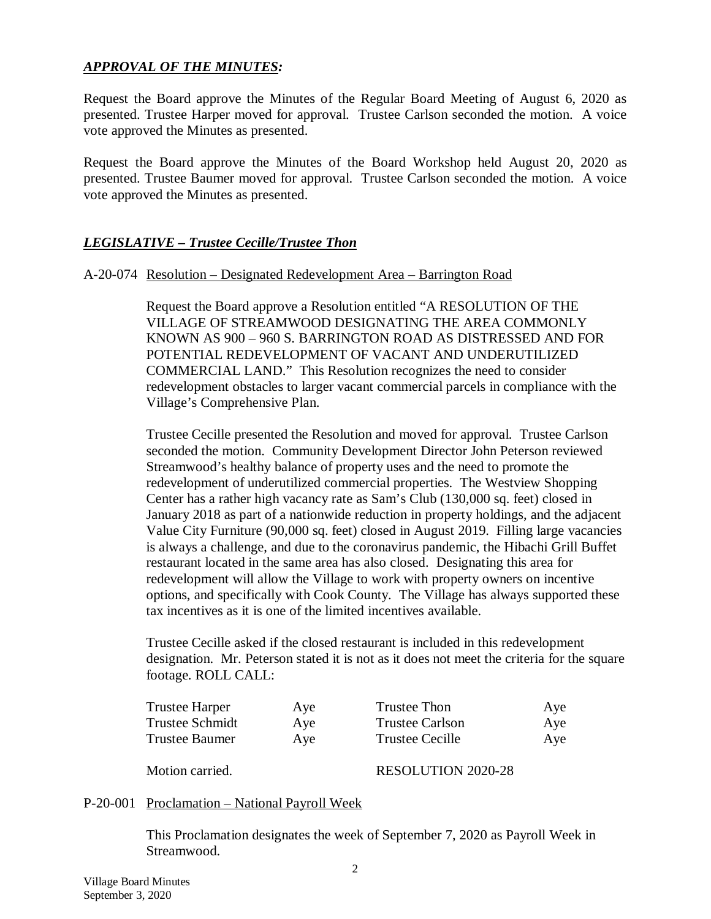## ***APPROVAL OF THE MINUTES:***

Request the Board approve the Minutes of the Regular Board Meeting of August 6, 2020 as presented. Trustee Harper moved for approval. Trustee Carlson seconded the motion. A voice vote approved the Minutes as presented.

Request the Board approve the Minutes of the Board Workshop held August 20, 2020 as presented. Trustee Baumer moved for approval. Trustee Carlson seconded the motion. A voice vote approved the Minutes as presented.

## ***LEGISLATIVE – Trustee Cecille/Trustee Thon***

A-20-074 Resolution – Designated Redevelopment Area – Barrington Road

Request the Board approve a Resolution entitled "A RESOLUTION OF THE VILLAGE OF STREAMWOOD DESIGNATING THE AREA COMMONLY KNOWN AS 900 – 960 S. BARRINGTON ROAD AS DISTRESSED AND FOR POTENTIAL REDEVELOPMENT OF VACANT AND UNDERUTILIZED COMMERCIAL LAND." This Resolution recognizes the need to consider redevelopment obstacles to larger vacant commercial parcels in compliance with the Village's Comprehensive Plan.

Trustee Cecille presented the Resolution and moved for approval. Trustee Carlson seconded the motion. Community Development Director John Peterson reviewed Streamwood's healthy balance of property uses and the need to promote the redevelopment of underutilized commercial properties. The Westview Shopping Center has a rather high vacancy rate as Sam's Club (130,000 sq. feet) closed in January 2018 as part of a nationwide reduction in property holdings, and the adjacent Value City Furniture (90,000 sq. feet) closed in August 2019. Filling large vacancies is always a challenge, and due to the coronavirus pandemic, the Hibachi Grill Buffet restaurant located in the same area has also closed. Designating this area for redevelopment will allow the Village to work with property owners on incentive options, and specifically with Cook County. The Village has always supported these tax incentives as it is one of the limited incentives available.

Trustee Cecille asked if the closed restaurant is included in this redevelopment designation. Mr. Peterson stated it is not as it does not meet the criteria for the square footage. ROLL CALL:

| | | | |
|---|---|---|---|
| Trustee Harper | Aye | Trustee Thon | Aye |
| Trustee Schmidt | Aye | Trustee Carlson | Aye |
| Trustee Baumer | Aye | Trustee Cecille | Aye |

Motion carried. RESOLUTION 2020-28

P-20-001 Proclamation – National Payroll Week

This Proclamation designates the week of September 7, 2020 as Payroll Week in Streamwood.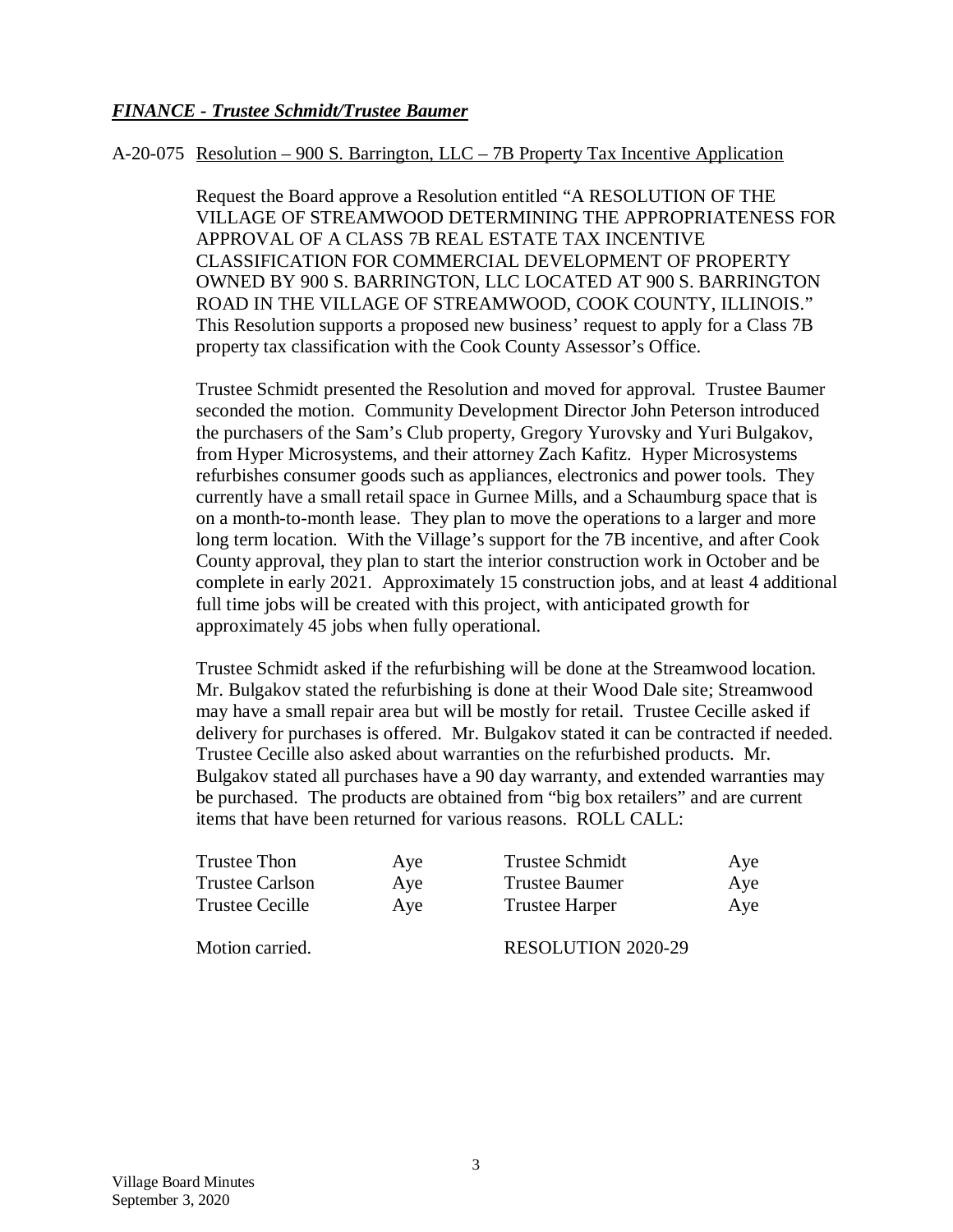***FINANCE - Trustee Schmidt/Trustee Baumer***

A-20-075 Resolution – 900 S. Barrington, LLC – 7B Property Tax Incentive Application

Request the Board approve a Resolution entitled "A RESOLUTION OF THE VILLAGE OF STREAMWOOD DETERMINING THE APPROPRIATENESS FOR APPROVAL OF A CLASS 7B REAL ESTATE TAX INCENTIVE CLASSIFICATION FOR COMMERCIAL DEVELOPMENT OF PROPERTY OWNED BY 900 S. BARRINGTON, LLC LOCATED AT 900 S. BARRINGTON ROAD IN THE VILLAGE OF STREAMWOOD, COOK COUNTY, ILLINOIS." This Resolution supports a proposed new business' request to apply for a Class 7B property tax classification with the Cook County Assessor's Office.

Trustee Schmidt presented the Resolution and moved for approval. Trustee Baumer seconded the motion. Community Development Director John Peterson introduced the purchasers of the Sam's Club property, Gregory Yurovsky and Yuri Bulgakov, from Hyper Microsystems, and their attorney Zach Kafitz. Hyper Microsystems refurbishes consumer goods such as appliances, electronics and power tools. They currently have a small retail space in Gurnee Mills, and a Schaumburg space that is on a month-to-month lease. They plan to move the operations to a larger and more long term location. With the Village's support for the 7B incentive, and after Cook County approval, they plan to start the interior construction work in October and be complete in early 2021. Approximately 15 construction jobs, and at least 4 additional full time jobs will be created with this project, with anticipated growth for approximately 45 jobs when fully operational.

Trustee Schmidt asked if the refurbishing will be done at the Streamwood location. Mr. Bulgakov stated the refurbishing is done at their Wood Dale site; Streamwood may have a small repair area but will be mostly for retail. Trustee Cecille asked if delivery for purchases is offered. Mr. Bulgakov stated it can be contracted if needed. Trustee Cecille also asked about warranties on the refurbished products. Mr. Bulgakov stated all purchases have a 90 day warranty, and extended warranties may be purchased. The products are obtained from "big box retailers" and are current items that have been returned for various reasons. ROLL CALL:

| | | | |
|---|---|---|---|
| Trustee Thon | Aye | Trustee Schmidt | Aye |
| Trustee Carlson | Aye | Trustee Baumer | Aye |
| Trustee Cecille | Aye | Trustee Harper | Aye |

Motion carried. RESOLUTION 2020-29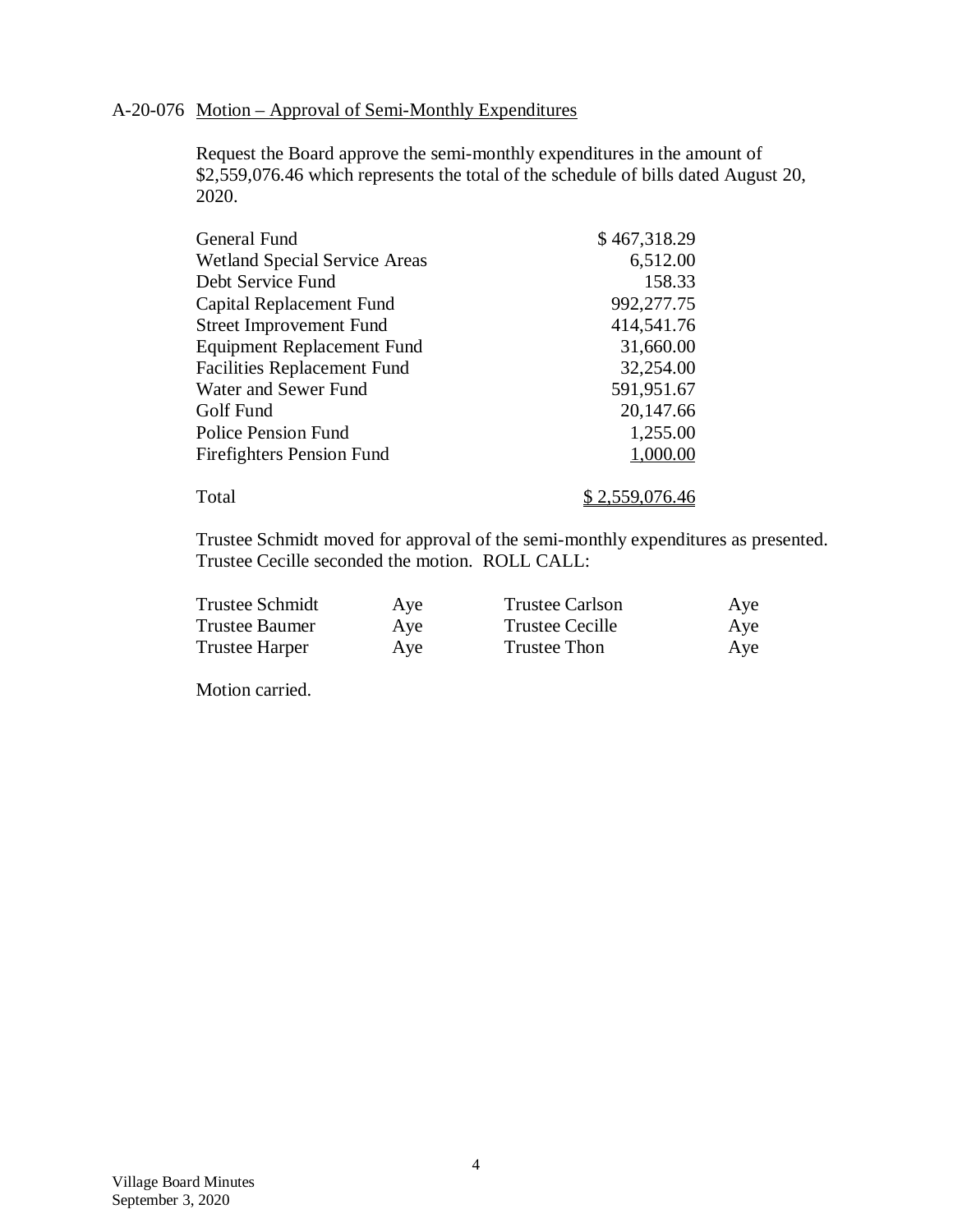A-20-076 <u>Motion – Approval of Semi-Monthly Expenditures</u>

Request the Board approve the semi-monthly expenditures in the amount of $2,559,076.46 which represents the total of the schedule of bills dated August 20, 2020.

| Fund | Amount |
| --- | ---: |
| General Fund | $ 467,318.29 |
| Wetland Special Service Areas | 6,512.00 |
| Debt Service Fund | 158.33 |
| Capital Replacement Fund | 992,277.75 |
| Street Improvement Fund | 414,541.76 |
| Equipment Replacement Fund | 31,660.00 |
| Facilities Replacement Fund | 32,254.00 |
| Water and Sewer Fund | 591,951.67 |
| Golf Fund | 20,147.66 |
| Police Pension Fund | 1,255.00 |
| Firefighters Pension Fund | 1,000.00 |
| Total | $ 2,559,076.46 |

Trustee Schmidt moved for approval of the semi-monthly expenditures as presented. Trustee Cecille seconded the motion. ROLL CALL:

| | | | |
| --- | --- | --- | --- |
| Trustee Schmidt | Aye | Trustee Carlson | Aye |
| Trustee Baumer | Aye | Trustee Cecille | Aye |
| Trustee Harper | Aye | Trustee Thon | Aye |

Motion carried.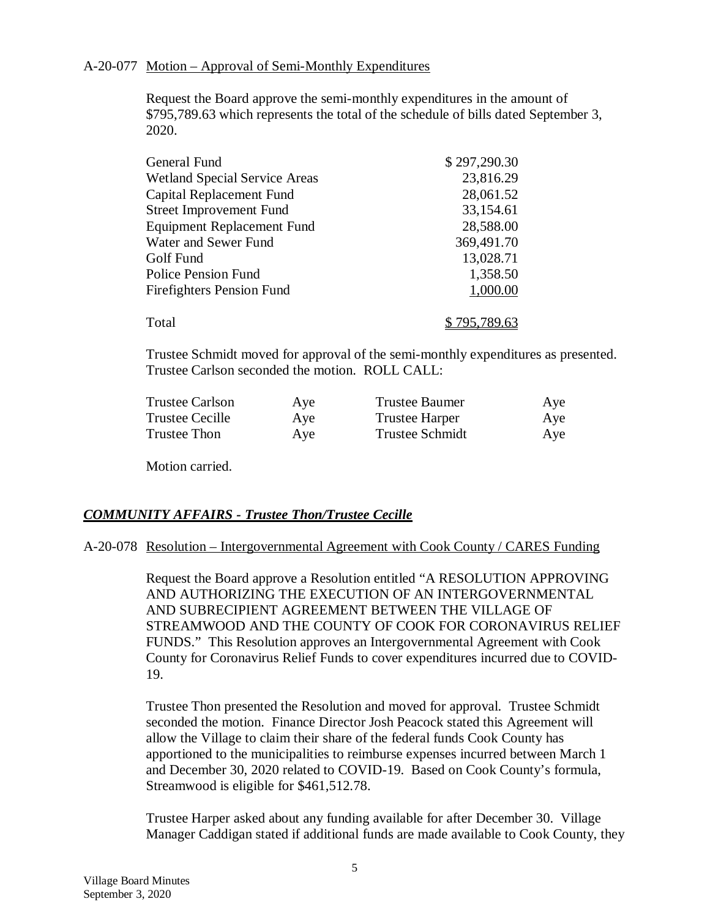A-20-077 Motion – Approval of Semi-Monthly Expenditures

Request the Board approve the semi-monthly expenditures in the amount of $795,789.63 which represents the total of the schedule of bills dated September 3, 2020.

| Fund | Amount |
|---|---|
| General Fund | $ 297,290.30 |
| Wetland Special Service Areas | 23,816.29 |
| Capital Replacement Fund | 28,061.52 |
| Street Improvement Fund | 33,154.61 |
| Equipment Replacement Fund | 28,588.00 |
| Water and Sewer Fund | 369,491.70 |
| Golf Fund | 13,028.71 |
| Police Pension Fund | 1,358.50 |
| Firefighters Pension Fund | 1,000.00 |
| Total | $ 795,789.63 |

Trustee Schmidt moved for approval of the semi-monthly expenditures as presented. Trustee Carlson seconded the motion. ROLL CALL:

| | | | |
|---|---|---|---|
| Trustee Carlson | Aye | Trustee Baumer | Aye |
| Trustee Cecille | Aye | Trustee Harper | Aye |
| Trustee Thon | Aye | Trustee Schmidt | Aye |

Motion carried.

## ***COMMUNITY AFFAIRS - Trustee Thon/Trustee Cecille***

A-20-078 Resolution – Intergovernmental Agreement with Cook County / CARES Funding

Request the Board approve a Resolution entitled "A RESOLUTION APPROVING AND AUTHORIZING THE EXECUTION OF AN INTERGOVERNMENTAL AND SUBRECIPIENT AGREEMENT BETWEEN THE VILLAGE OF STREAMWOOD AND THE COUNTY OF COOK FOR CORONAVIRUS RELIEF FUNDS." This Resolution approves an Intergovernmental Agreement with Cook County for Coronavirus Relief Funds to cover expenditures incurred due to COVID-19.

Trustee Thon presented the Resolution and moved for approval. Trustee Schmidt seconded the motion. Finance Director Josh Peacock stated this Agreement will allow the Village to claim their share of the federal funds Cook County has apportioned to the municipalities to reimburse expenses incurred between March 1 and December 30, 2020 related to COVID-19. Based on Cook County's formula, Streamwood is eligible for $461,512.78.

Trustee Harper asked about any funding available for after December 30. Village Manager Caddigan stated if additional funds are made available to Cook County, they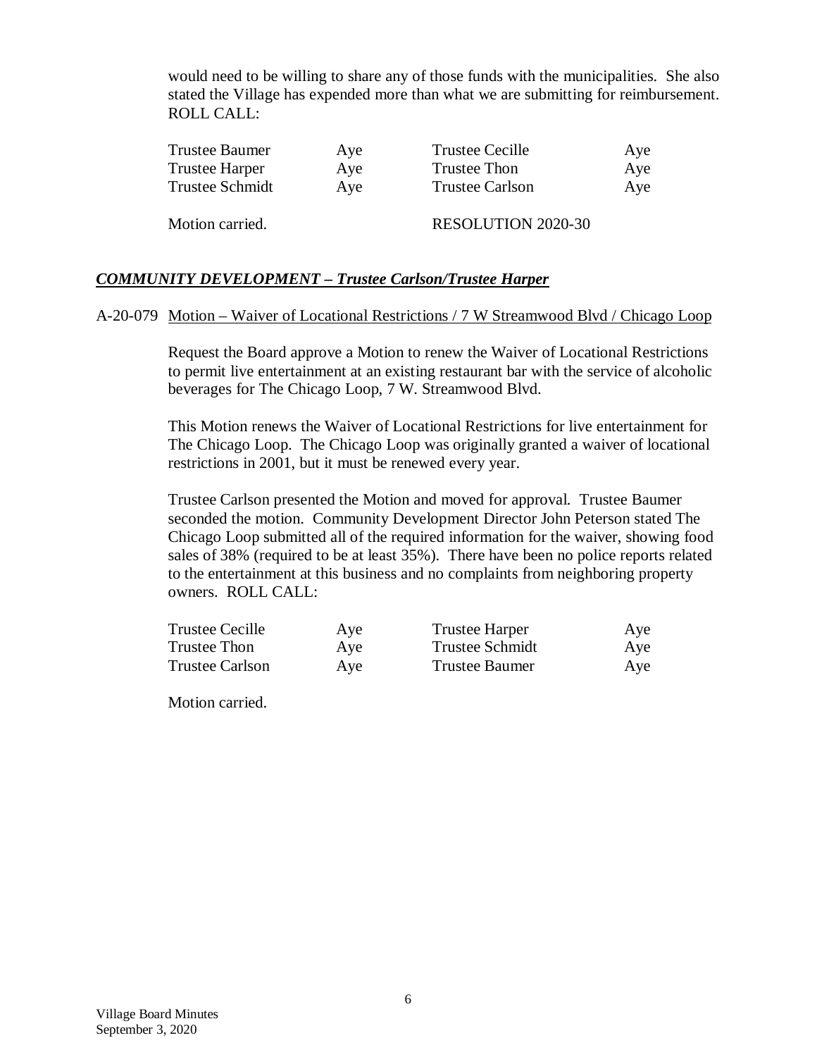would need to be willing to share any of those funds with the municipalities. She also stated the Village has expended more than what we are submitting for reimbursement. ROLL CALL:

| | | | |
|---|---|---|---|
| Trustee Baumer | Aye | Trustee Cecille | Aye |
| Trustee Harper | Aye | Trustee Thon | Aye |
| Trustee Schmidt | Aye | Trustee Carlson | Aye |

Motion carried. RESOLUTION 2020-30

### ***COMMUNITY DEVELOPMENT – Trustee Carlson/Trustee Harper***

A-20-079 Motion – Waiver of Locational Restrictions / 7 W Streamwood Blvd / Chicago Loop

Request the Board approve a Motion to renew the Waiver of Locational Restrictions to permit live entertainment at an existing restaurant bar with the service of alcoholic beverages for The Chicago Loop, 7 W. Streamwood Blvd.

This Motion renews the Waiver of Locational Restrictions for live entertainment for The Chicago Loop. The Chicago Loop was originally granted a waiver of locational restrictions in 2001, but it must be renewed every year.

Trustee Carlson presented the Motion and moved for approval. Trustee Baumer seconded the motion. Community Development Director John Peterson stated The Chicago Loop submitted all of the required information for the waiver, showing food sales of 38% (required to be at least 35%). There have been no police reports related to the entertainment at this business and no complaints from neighboring property owners. ROLL CALL:

| | | | |
|---|---|---|---|
| Trustee Cecille | Aye | Trustee Harper | Aye |
| Trustee Thon | Aye | Trustee Schmidt | Aye |
| Trustee Carlson | Aye | Trustee Baumer | Aye |

Motion carried.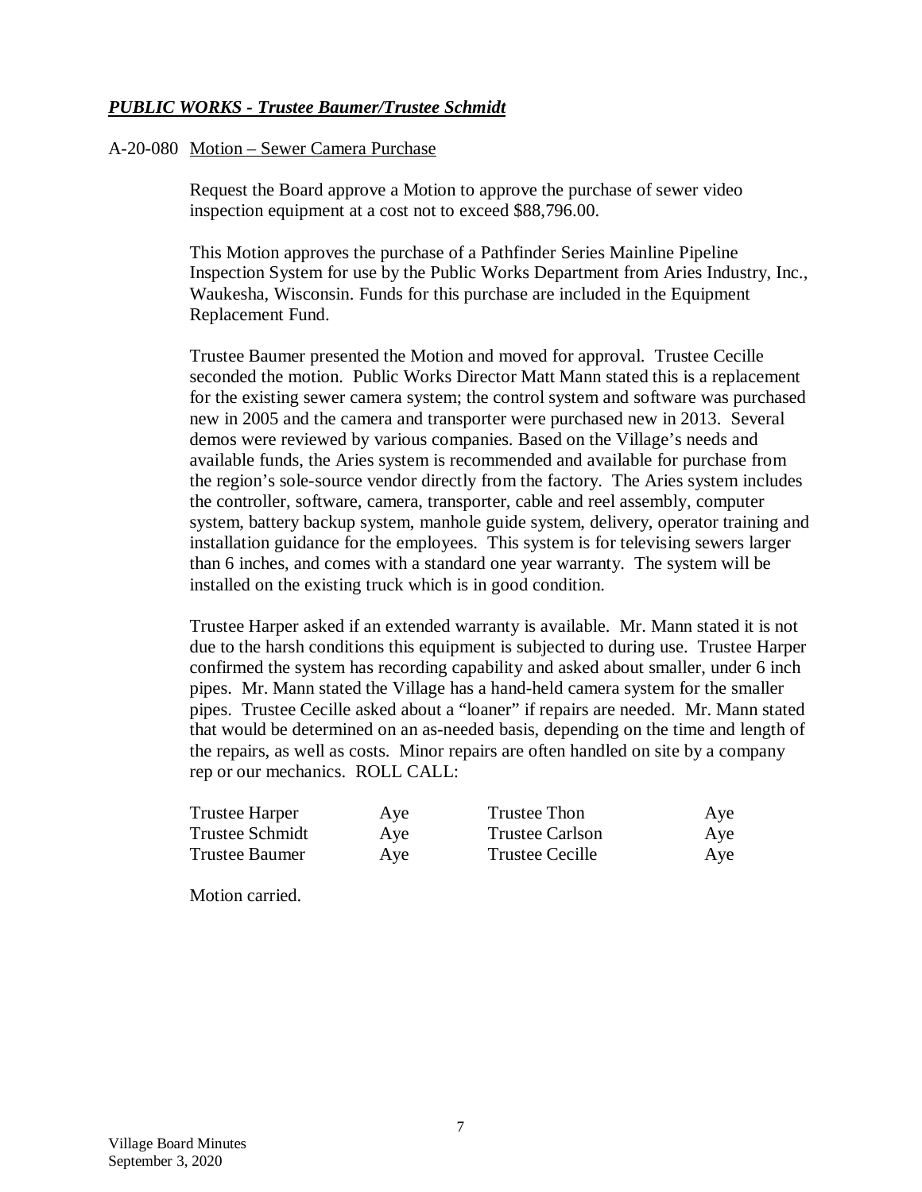***PUBLIC WORKS - Trustee Baumer/Trustee Schmidt***

A-20-080 Motion – Sewer Camera Purchase

Request the Board approve a Motion to approve the purchase of sewer video inspection equipment at a cost not to exceed $88,796.00.

This Motion approves the purchase of a Pathfinder Series Mainline Pipeline Inspection System for use by the Public Works Department from Aries Industry, Inc., Waukesha, Wisconsin. Funds for this purchase are included in the Equipment Replacement Fund.

Trustee Baumer presented the Motion and moved for approval. Trustee Cecille seconded the motion. Public Works Director Matt Mann stated this is a replacement for the existing sewer camera system; the control system and software was purchased new in 2005 and the camera and transporter were purchased new in 2013. Several demos were reviewed by various companies. Based on the Village's needs and available funds, the Aries system is recommended and available for purchase from the region's sole-source vendor directly from the factory. The Aries system includes the controller, software, camera, transporter, cable and reel assembly, computer system, battery backup system, manhole guide system, delivery, operator training and installation guidance for the employees. This system is for televising sewers larger than 6 inches, and comes with a standard one year warranty. The system will be installed on the existing truck which is in good condition.

Trustee Harper asked if an extended warranty is available. Mr. Mann stated it is not due to the harsh conditions this equipment is subjected to during use. Trustee Harper confirmed the system has recording capability and asked about smaller, under 6 inch pipes. Mr. Mann stated the Village has a hand-held camera system for the smaller pipes. Trustee Cecille asked about a "loaner" if repairs are needed. Mr. Mann stated that would be determined on an as-needed basis, depending on the time and length of the repairs, as well as costs. Minor repairs are often handled on site by a company rep or our mechanics. ROLL CALL:

| | | | |
|---|---|---|---|
| Trustee Harper | Aye | Trustee Thon | Aye |
| Trustee Schmidt | Aye | Trustee Carlson | Aye |
| Trustee Baumer | Aye | Trustee Cecille | Aye |

Motion carried.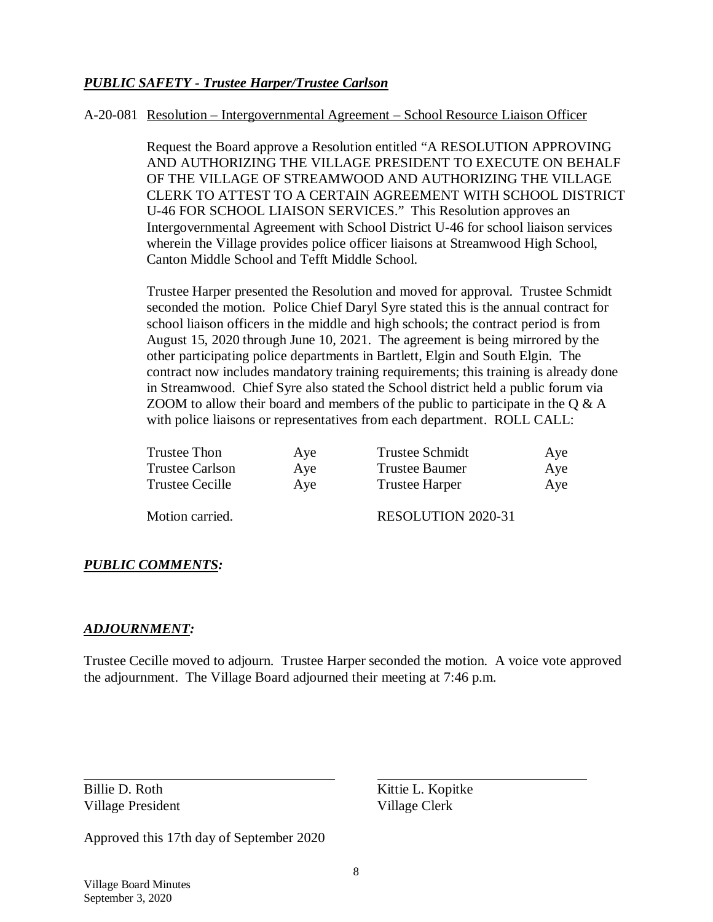***PUBLIC SAFETY - Trustee Harper/Trustee Carlson***

A-20-081 Resolution – Intergovernmental Agreement – School Resource Liaison Officer

Request the Board approve a Resolution entitled "A RESOLUTION APPROVING AND AUTHORIZING THE VILLAGE PRESIDENT TO EXECUTE ON BEHALF OF THE VILLAGE OF STREAMWOOD AND AUTHORIZING THE VILLAGE CLERK TO ATTEST TO A CERTAIN AGREEMENT WITH SCHOOL DISTRICT U-46 FOR SCHOOL LIAISON SERVICES." This Resolution approves an Intergovernmental Agreement with School District U-46 for school liaison services wherein the Village provides police officer liaisons at Streamwood High School, Canton Middle School and Tefft Middle School.

Trustee Harper presented the Resolution and moved for approval. Trustee Schmidt seconded the motion. Police Chief Daryl Syre stated this is the annual contract for school liaison officers in the middle and high schools; the contract period is from August 15, 2020 through June 10, 2021. The agreement is being mirrored by the other participating police departments in Bartlett, Elgin and South Elgin. The contract now includes mandatory training requirements; this training is already done in Streamwood. Chief Syre also stated the School district held a public forum via ZOOM to allow their board and members of the public to participate in the Q & A with police liaisons or representatives from each department. ROLL CALL:

| | | | |
|---|---|---|---|
| Trustee Thon | Aye | Trustee Schmidt | Aye |
| Trustee Carlson | Aye | Trustee Baumer | Aye |
| Trustee Cecille | Aye | Trustee Harper | Aye |

Motion carried. RESOLUTION 2020-31

***PUBLIC COMMENTS:***

***ADJOURNMENT:***

Trustee Cecille moved to adjourn. Trustee Harper seconded the motion. A voice vote approved the adjournment. The Village Board adjourned their meeting at 7:46 p.m.

Billie D. Roth
Village President

Kittie L. Kopitke
Village Clerk

Approved this 17th day of September 2020

Village Board Minutes
September 3, 2020